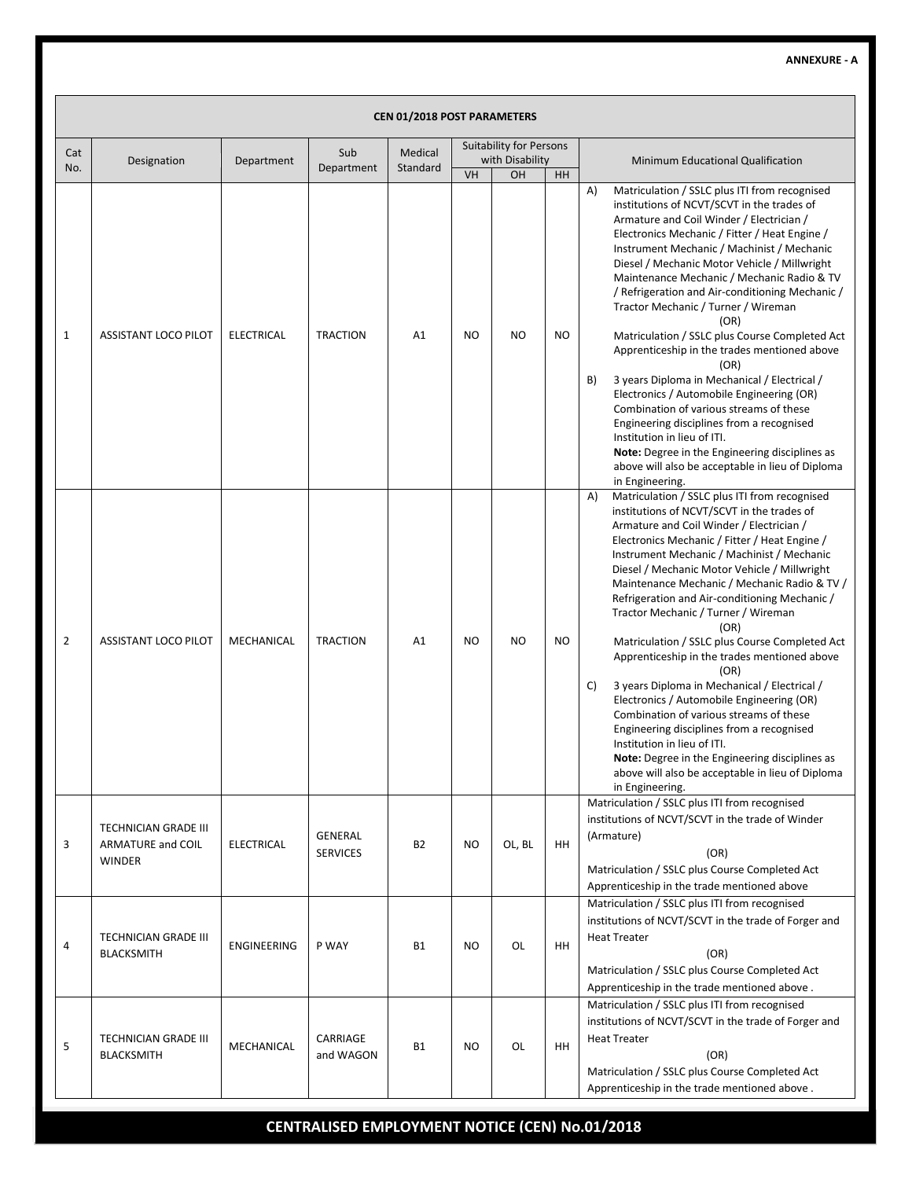**ANNEXURE - A**

| CEN 01/2018 POST PARAMETERS | | | | | | | | |
|---|---|---|---|---|---|---|---|---|
| Cat No. | Designation | Department | Sub Department | Medical Standard | Suitability for Persons with Disability | | | Minimum Educational Qualification |
| | | | | | VH | OH | HH | |
| 1 | ASSISTANT LOCO PILOT | ELECTRICAL | TRACTION | A1 | NO | NO | NO | A) Matriculation / SSLC plus ITI from recognised institutions of NCVT/SCVT in the trades of Armature and Coil Winder / Electrician / Electronics Mechanic / Fitter / Heat Engine / Instrument Mechanic / Machinist / Mechanic Diesel / Mechanic Motor Vehicle / Millwright Maintenance Mechanic / Mechanic Radio & TV / Refrigeration and Air-conditioning Mechanic / Tractor Mechanic / Turner / Wireman (OR) Matriculation / SSLC plus Course Completed Act Apprenticeship in the trades mentioned above (OR) B) 3 years Diploma in Mechanical / Electrical / Electronics / Automobile Engineering (OR) Combination of various streams of these Engineering disciplines from a recognised Institution in lieu of ITI. **Note:** Degree in the Engineering disciplines as above will also be acceptable in lieu of Diploma in Engineering. |
| 2 | ASSISTANT LOCO PILOT | MECHANICAL | TRACTION | A1 | NO | NO | NO | A) Matriculation / SSLC plus ITI from recognised institutions of NCVT/SCVT in the trades of Armature and Coil Winder / Electrician / Electronics Mechanic / Fitter / Heat Engine / Instrument Mechanic / Machinist / Mechanic Diesel / Mechanic Motor Vehicle / Millwright Maintenance Mechanic / Mechanic Radio & TV / Refrigeration and Air-conditioning Mechanic / Tractor Mechanic / Turner / Wireman (OR) Matriculation / SSLC plus Course Completed Act Apprenticeship in the trades mentioned above (OR) C) 3 years Diploma in Mechanical / Electrical / Electronics / Automobile Engineering (OR) Combination of various streams of these Engineering disciplines from a recognised Institution in lieu of ITI. **Note:** Degree in the Engineering disciplines as above will also be acceptable in lieu of Diploma in Engineering. |
| 3 | TECHNICIAN GRADE III ARMATURE and COIL WINDER | ELECTRICAL | GENERAL SERVICES | B2 | NO | OL, BL | HH | Matriculation / SSLC plus ITI from recognised institutions of NCVT/SCVT in the trade of Winder (Armature) (OR) Matriculation / SSLC plus Course Completed Act Apprenticeship in the trade mentioned above |
| 4 | TECHNICIAN GRADE III BLACKSMITH | ENGINEERING | P WAY | B1 | NO | OL | HH | Matriculation / SSLC plus ITI from recognised institutions of NCVT/SCVT in the trade of Forger and Heat Treater (OR) Matriculation / SSLC plus Course Completed Act Apprenticeship in the trade mentioned above . |
| 5 | TECHNICIAN GRADE III BLACKSMITH | MECHANICAL | CARRIAGE and WAGON | B1 | NO | OL | HH | Matriculation / SSLC plus ITI from recognised institutions of NCVT/SCVT in the trade of Forger and Heat Treater (OR) Matriculation / SSLC plus Course Completed Act Apprenticeship in the trade mentioned above . |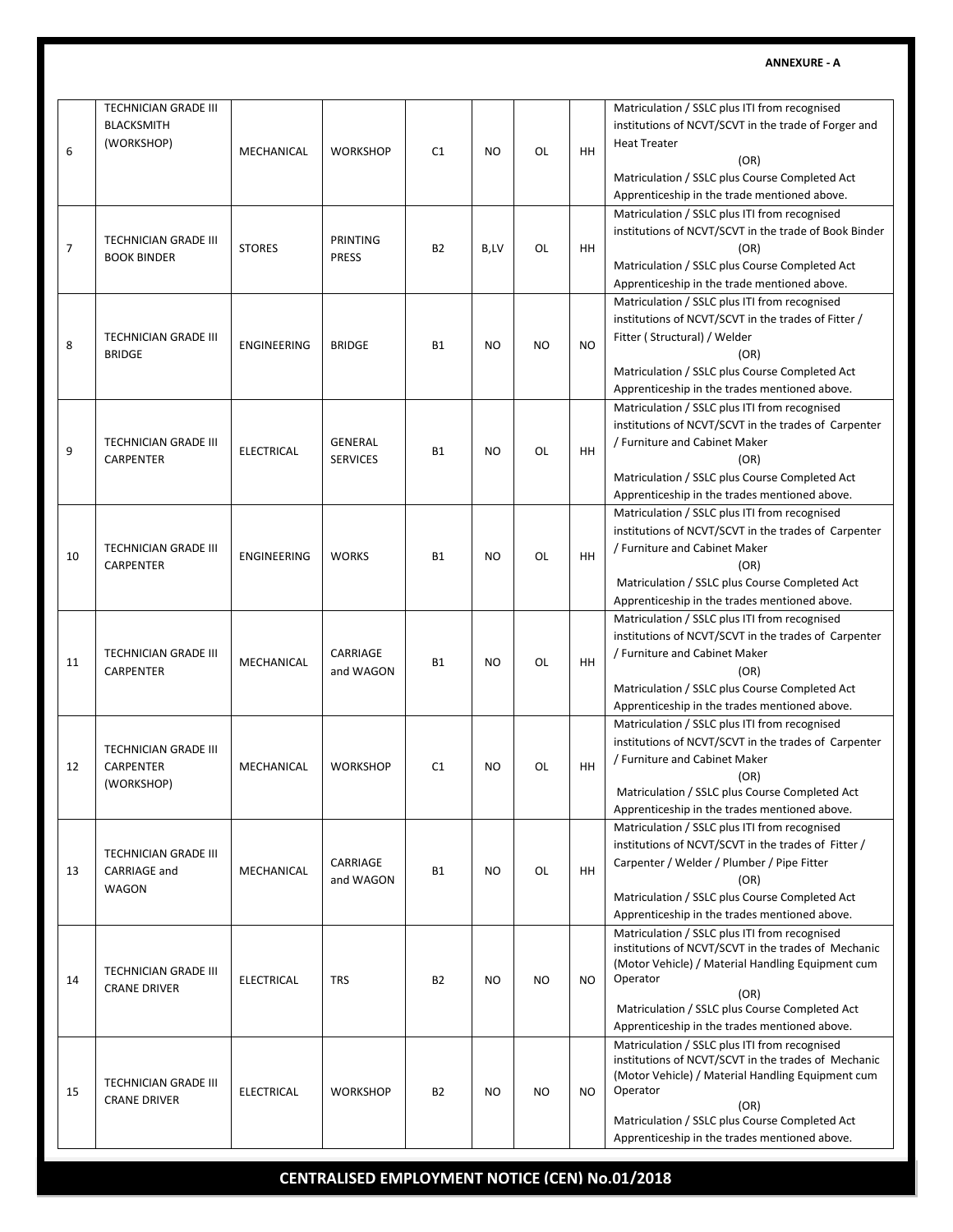**ANNEXURE - A**

| | | | | | | | | |
|---|---|---|---|---|---|---|---|---|
| 6 | TECHNICIAN GRADE III BLACKSMITH (WORKSHOP) | MECHANICAL | WORKSHOP | C1 | NO | OL | HH | Matriculation / SSLC plus ITI from recognised institutions of NCVT/SCVT in the trade of Forger and Heat Treater (OR) Matriculation / SSLC plus Course Completed Act Apprenticeship in the trade mentioned above. |
| 7 | TECHNICIAN GRADE III BOOK BINDER | STORES | PRINTING PRESS | B2 | B,LV | OL | HH | Matriculation / SSLC plus ITI from recognised institutions of NCVT/SCVT in the trade of Book Binder (OR) Matriculation / SSLC plus Course Completed Act Apprenticeship in the trade mentioned above. |
| 8 | TECHNICIAN GRADE III BRIDGE | ENGINEERING | BRIDGE | B1 | NO | NO | NO | Matriculation / SSLC plus ITI from recognised institutions of NCVT/SCVT in the trades of Fitter / Fitter ( Structural) / Welder (OR) Matriculation / SSLC plus Course Completed Act Apprenticeship in the trades mentioned above. |
| 9 | TECHNICIAN GRADE III CARPENTER | ELECTRICAL | GENERAL SERVICES | B1 | NO | OL | HH | Matriculation / SSLC plus ITI from recognised institutions of NCVT/SCVT in the trades of Carpenter / Furniture and Cabinet Maker (OR) Matriculation / SSLC plus Course Completed Act Apprenticeship in the trades mentioned above. |
| 10 | TECHNICIAN GRADE III CARPENTER | ENGINEERING | WORKS | B1 | NO | OL | HH | Matriculation / SSLC plus ITI from recognised institutions of NCVT/SCVT in the trades of Carpenter / Furniture and Cabinet Maker (OR) Matriculation / SSLC plus Course Completed Act Apprenticeship in the trades mentioned above. |
| 11 | TECHNICIAN GRADE III CARPENTER | MECHANICAL | CARRIAGE and WAGON | B1 | NO | OL | HH | Matriculation / SSLC plus ITI from recognised institutions of NCVT/SCVT in the trades of Carpenter / Furniture and Cabinet Maker (OR) Matriculation / SSLC plus Course Completed Act Apprenticeship in the trades mentioned above. |
| 12 | TECHNICIAN GRADE III CARPENTER (WORKSHOP) | MECHANICAL | WORKSHOP | C1 | NO | OL | HH | Matriculation / SSLC plus ITI from recognised institutions of NCVT/SCVT in the trades of Carpenter / Furniture and Cabinet Maker (OR) Matriculation / SSLC plus Course Completed Act Apprenticeship in the trades mentioned above. |
| 13 | TECHNICIAN GRADE III CARRIAGE and WAGON | MECHANICAL | CARRIAGE and WAGON | B1 | NO | OL | HH | Matriculation / SSLC plus ITI from recognised institutions of NCVT/SCVT in the trades of Fitter / Carpenter / Welder / Plumber / Pipe Fitter (OR) Matriculation / SSLC plus Course Completed Act Apprenticeship in the trades mentioned above. |
| 14 | TECHNICIAN GRADE III CRANE DRIVER | ELECTRICAL | TRS | B2 | NO | NO | NO | Matriculation / SSLC plus ITI from recognised institutions of NCVT/SCVT in the trades of Mechanic (Motor Vehicle) / Material Handling Equipment cum Operator (OR) Matriculation / SSLC plus Course Completed Act Apprenticeship in the trades mentioned above. |
| 15 | TECHNICIAN GRADE III CRANE DRIVER | ELECTRICAL | WORKSHOP | B2 | NO | NO | NO | Matriculation / SSLC plus ITI from recognised institutions of NCVT/SCVT in the trades of Mechanic (Motor Vehicle) / Material Handling Equipment cum Operator (OR) Matriculation / SSLC plus Course Completed Act Apprenticeship in the trades mentioned above. |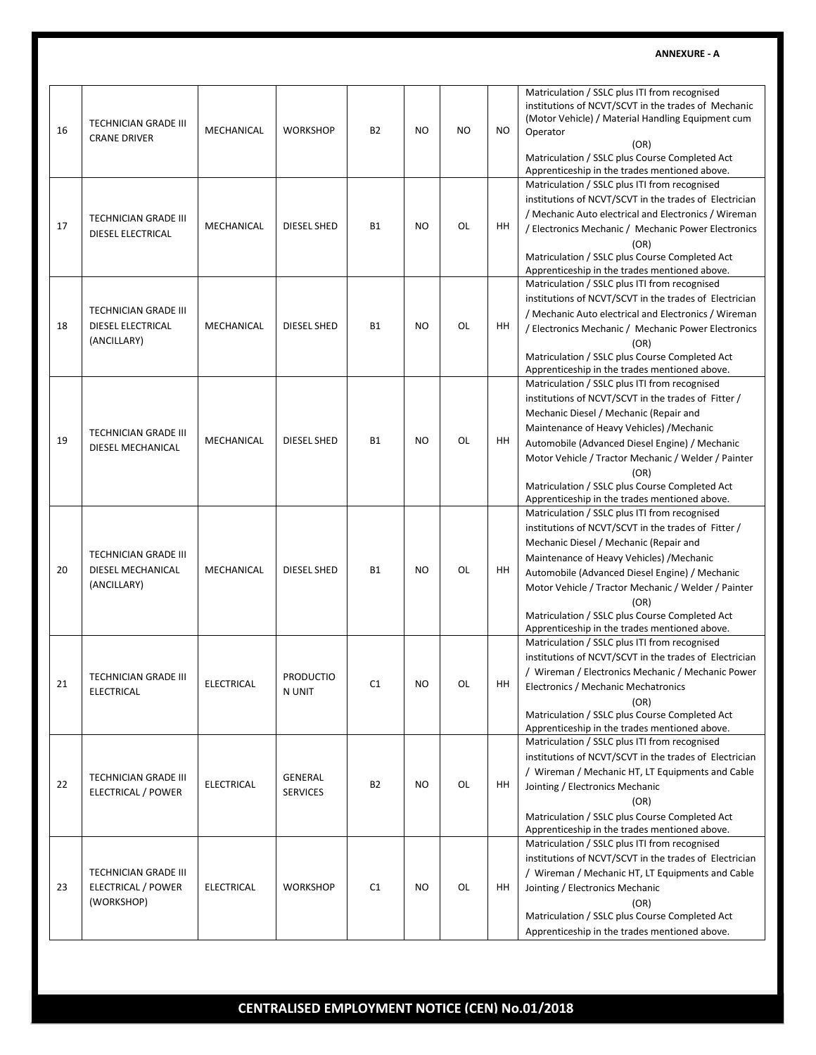**ANNEXURE - A**

| | | | | | | | | |
|---|---|---|---|---|---|---|---|---|
| 16 | TECHNICIAN GRADE III CRANE DRIVER | MECHANICAL | WORKSHOP | B2 | NO | NO | NO | Matriculation / SSLC plus ITI from recognised institutions of NCVT/SCVT in the trades of Mechanic (Motor Vehicle) / Material Handling Equipment cum Operator (OR) Matriculation / SSLC plus Course Completed Act Apprenticeship in the trades mentioned above. |
| 17 | TECHNICIAN GRADE III DIESEL ELECTRICAL | MECHANICAL | DIESEL SHED | B1 | NO | OL | HH | Matriculation / SSLC plus ITI from recognised institutions of NCVT/SCVT in the trades of Electrician / Mechanic Auto electrical and Electronics / Wireman / Electronics Mechanic / Mechanic Power Electronics (OR) Matriculation / SSLC plus Course Completed Act Apprenticeship in the trades mentioned above. |
| 18 | TECHNICIAN GRADE III DIESEL ELECTRICAL (ANCILLARY) | MECHANICAL | DIESEL SHED | B1 | NO | OL | HH | Matriculation / SSLC plus ITI from recognised institutions of NCVT/SCVT in the trades of Electrician / Mechanic Auto electrical and Electronics / Wireman / Electronics Mechanic / Mechanic Power Electronics (OR) Matriculation / SSLC plus Course Completed Act Apprenticeship in the trades mentioned above. |
| 19 | TECHNICIAN GRADE III DIESEL MECHANICAL | MECHANICAL | DIESEL SHED | B1 | NO | OL | HH | Matriculation / SSLC plus ITI from recognised institutions of NCVT/SCVT in the trades of Fitter / Mechanic Diesel / Mechanic (Repair and Maintenance of Heavy Vehicles) /Mechanic Automobile (Advanced Diesel Engine) / Mechanic Motor Vehicle / Tractor Mechanic / Welder / Painter (OR) Matriculation / SSLC plus Course Completed Act Apprenticeship in the trades mentioned above. |
| 20 | TECHNICIAN GRADE III DIESEL MECHANICAL (ANCILLARY) | MECHANICAL | DIESEL SHED | B1 | NO | OL | HH | Matriculation / SSLC plus ITI from recognised institutions of NCVT/SCVT in the trades of Fitter / Mechanic Diesel / Mechanic (Repair and Maintenance of Heavy Vehicles) /Mechanic Automobile (Advanced Diesel Engine) / Mechanic Motor Vehicle / Tractor Mechanic / Welder / Painter (OR) Matriculation / SSLC plus Course Completed Act Apprenticeship in the trades mentioned above. |
| 21 | TECHNICIAN GRADE III ELECTRICAL | ELECTRICAL | PRODUCTION UNIT | C1 | NO | OL | HH | Matriculation / SSLC plus ITI from recognised institutions of NCVT/SCVT in the trades of Electrician / Wireman / Electronics Mechanic / Mechanic Power Electronics / Mechanic Mechatronics (OR) Matriculation / SSLC plus Course Completed Act Apprenticeship in the trades mentioned above. |
| 22 | TECHNICIAN GRADE III ELECTRICAL / POWER | ELECTRICAL | GENERAL SERVICES | B2 | NO | OL | HH | Matriculation / SSLC plus ITI from recognised institutions of NCVT/SCVT in the trades of Electrician / Wireman / Mechanic HT, LT Equipments and Cable Jointing / Electronics Mechanic (OR) Matriculation / SSLC plus Course Completed Act Apprenticeship in the trades mentioned above. |
| 23 | TECHNICIAN GRADE III ELECTRICAL / POWER (WORKSHOP) | ELECTRICAL | WORKSHOP | C1 | NO | OL | HH | Matriculation / SSLC plus ITI from recognised institutions of NCVT/SCVT in the trades of Electrician / Wireman / Mechanic HT, LT Equipments and Cable Jointing / Electronics Mechanic (OR) Matriculation / SSLC plus Course Completed Act Apprenticeship in the trades mentioned above. |

**CENTRALISED EMPLOYMENT NOTICE (CEN) No.01/2018**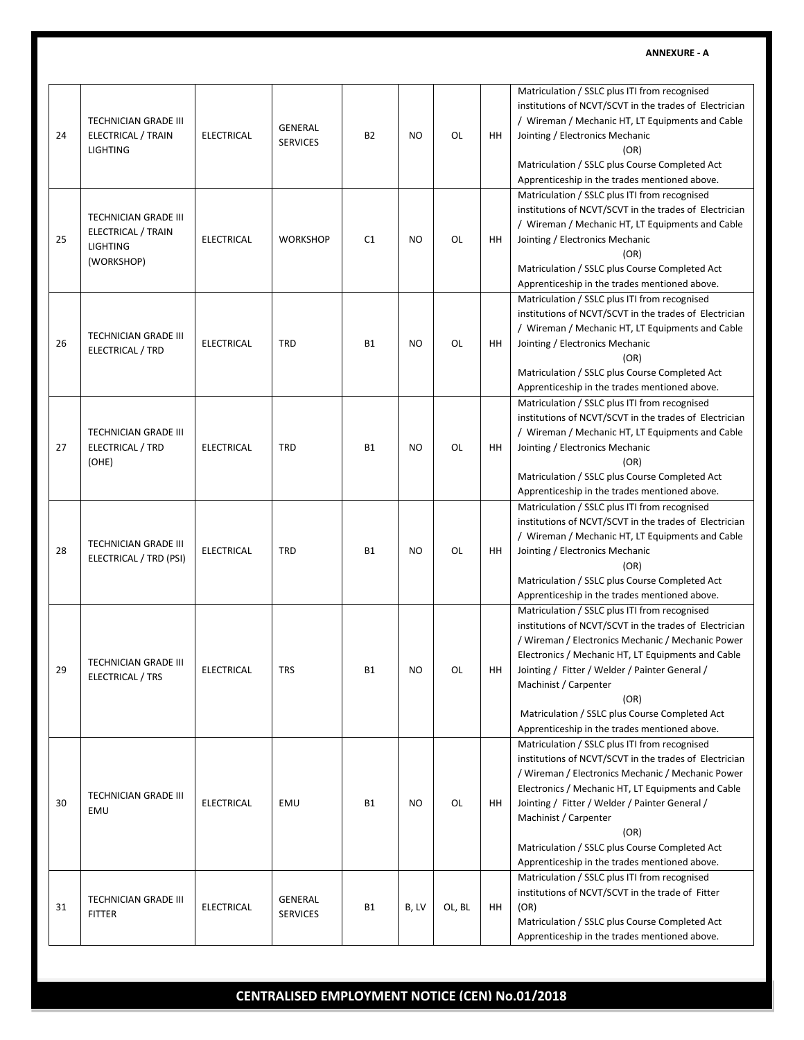**ANNEXURE - A**

| | | | | | | | | |
|---|---|---|---|---|---|---|---|---|
| 24 | TECHNICIAN GRADE III ELECTRICAL / TRAIN LIGHTING | ELECTRICAL | GENERAL SERVICES | B2 | NO | OL | HH | Matriculation / SSLC plus ITI from recognised institutions of NCVT/SCVT in the trades of Electrician / Wireman / Mechanic HT, LT Equipments and Cable Jointing / Electronics Mechanic (OR) Matriculation / SSLC plus Course Completed Act Apprenticeship in the trades mentioned above. |
| 25 | TECHNICIAN GRADE III ELECTRICAL / TRAIN LIGHTING (WORKSHOP) | ELECTRICAL | WORKSHOP | C1 | NO | OL | HH | Matriculation / SSLC plus ITI from recognised institutions of NCVT/SCVT in the trades of Electrician / Wireman / Mechanic HT, LT Equipments and Cable Jointing / Electronics Mechanic (OR) Matriculation / SSLC plus Course Completed Act Apprenticeship in the trades mentioned above. |
| 26 | TECHNICIAN GRADE III ELECTRICAL / TRD | ELECTRICAL | TRD | B1 | NO | OL | HH | Matriculation / SSLC plus ITI from recognised institutions of NCVT/SCVT in the trades of Electrician / Wireman / Mechanic HT, LT Equipments and Cable Jointing / Electronics Mechanic (OR) Matriculation / SSLC plus Course Completed Act Apprenticeship in the trades mentioned above. |
| 27 | TECHNICIAN GRADE III ELECTRICAL / TRD (OHE) | ELECTRICAL | TRD | B1 | NO | OL | HH | Matriculation / SSLC plus ITI from recognised institutions of NCVT/SCVT in the trades of Electrician / Wireman / Mechanic HT, LT Equipments and Cable Jointing / Electronics Mechanic (OR) Matriculation / SSLC plus Course Completed Act Apprenticeship in the trades mentioned above. |
| 28 | TECHNICIAN GRADE III ELECTRICAL / TRD (PSI) | ELECTRICAL | TRD | B1 | NO | OL | HH | Matriculation / SSLC plus ITI from recognised institutions of NCVT/SCVT in the trades of Electrician / Wireman / Mechanic HT, LT Equipments and Cable Jointing / Electronics Mechanic (OR) Matriculation / SSLC plus Course Completed Act Apprenticeship in the trades mentioned above. |
| 29 | TECHNICIAN GRADE III ELECTRICAL / TRS | ELECTRICAL | TRS | B1 | NO | OL | HH | Matriculation / SSLC plus ITI from recognised institutions of NCVT/SCVT in the trades of Electrician / Wireman / Electronics Mechanic / Mechanic Power Electronics / Mechanic HT, LT Equipments and Cable Jointing / Fitter / Welder / Painter General / Machinist / Carpenter (OR) Matriculation / SSLC plus Course Completed Act Apprenticeship in the trades mentioned above. |
| 30 | TECHNICIAN GRADE III EMU | ELECTRICAL | EMU | B1 | NO | OL | HH | Matriculation / SSLC plus ITI from recognised institutions of NCVT/SCVT in the trades of Electrician / Wireman / Electronics Mechanic / Mechanic Power Electronics / Mechanic HT, LT Equipments and Cable Jointing / Fitter / Welder / Painter General / Machinist / Carpenter (OR) Matriculation / SSLC plus Course Completed Act Apprenticeship in the trades mentioned above. |
| 31 | TECHNICIAN GRADE III FITTER | ELECTRICAL | GENERAL SERVICES | B1 | B, LV | OL, BL | HH | Matriculation / SSLC plus ITI from recognised institutions of NCVT/SCVT in the trade of Fitter (OR) Matriculation / SSLC plus Course Completed Act Apprenticeship in the trades mentioned above. |

**CENTRALISED EMPLOYMENT NOTICE (CEN) No.01/2018**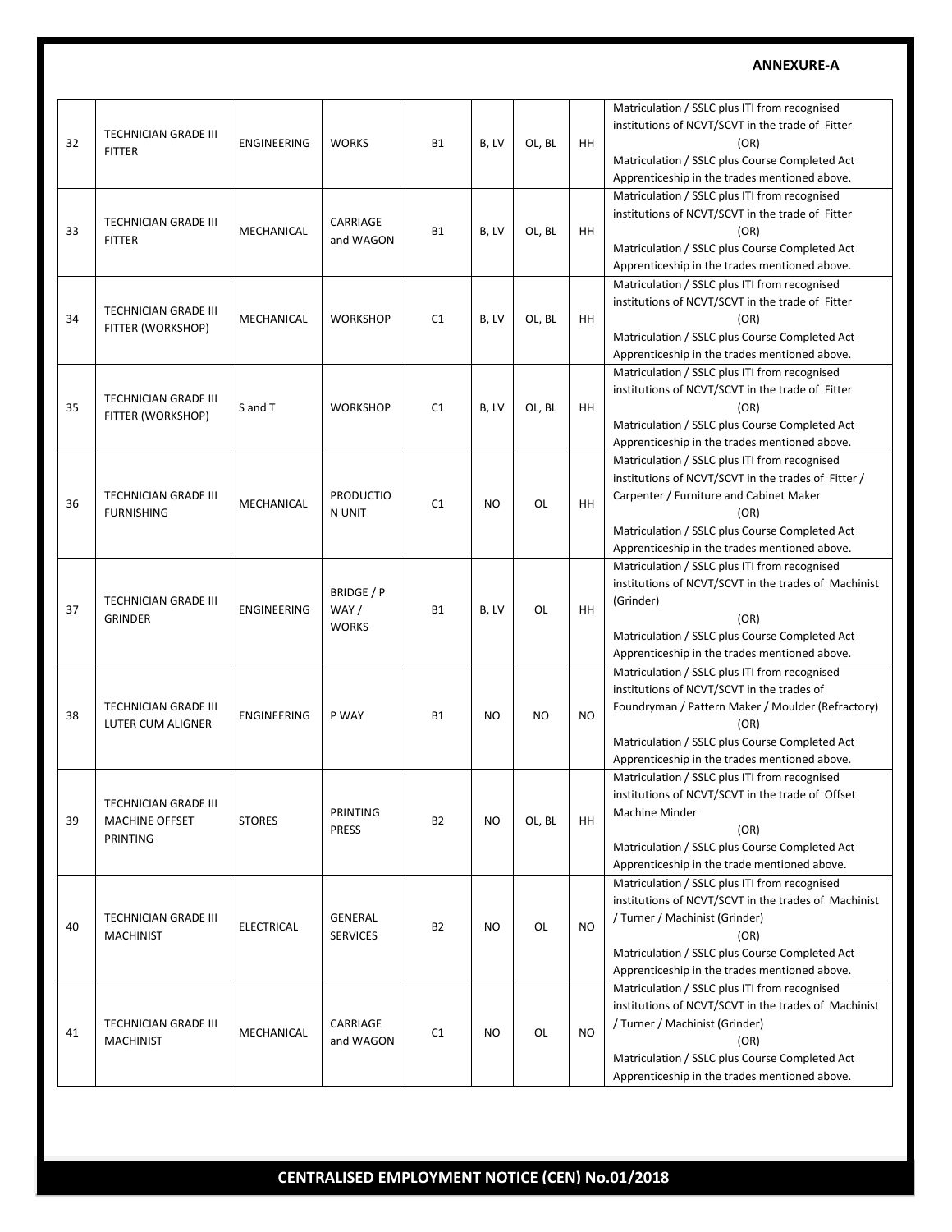**ANNEXURE-A**

| | | | | | | | | |
|---|---|---|---|---|---|---|---|---|
| 32 | TECHNICIAN GRADE III FITTER | ENGINEERING | WORKS | B1 | B, LV | OL, BL | HH | Matriculation / SSLC plus ITI from recognised institutions of NCVT/SCVT in the trade of Fitter (OR) Matriculation / SSLC plus Course Completed Act Apprenticeship in the trades mentioned above. |
| 33 | TECHNICIAN GRADE III FITTER | MECHANICAL | CARRIAGE and WAGON | B1 | B, LV | OL, BL | HH | Matriculation / SSLC plus ITI from recognised institutions of NCVT/SCVT in the trade of Fitter (OR) Matriculation / SSLC plus Course Completed Act Apprenticeship in the trades mentioned above. |
| 34 | TECHNICIAN GRADE III FITTER (WORKSHOP) | MECHANICAL | WORKSHOP | C1 | B, LV | OL, BL | HH | Matriculation / SSLC plus ITI from recognised institutions of NCVT/SCVT in the trade of Fitter (OR) Matriculation / SSLC plus Course Completed Act Apprenticeship in the trades mentioned above. |
| 35 | TECHNICIAN GRADE III FITTER (WORKSHOP) | S and T | WORKSHOP | C1 | B, LV | OL, BL | HH | Matriculation / SSLC plus ITI from recognised institutions of NCVT/SCVT in the trade of Fitter (OR) Matriculation / SSLC plus Course Completed Act Apprenticeship in the trades mentioned above. |
| 36 | TECHNICIAN GRADE III FURNISHING | MECHANICAL | PRODUCTION UNIT | C1 | NO | OL | HH | Matriculation / SSLC plus ITI from recognised institutions of NCVT/SCVT in the trades of Fitter / Carpenter / Furniture and Cabinet Maker (OR) Matriculation / SSLC plus Course Completed Act Apprenticeship in the trades mentioned above. |
| 37 | TECHNICIAN GRADE III GRINDER | ENGINEERING | BRIDGE / P WAY / WORKS | B1 | B, LV | OL | HH | Matriculation / SSLC plus ITI from recognised institutions of NCVT/SCVT in the trades of Machinist (Grinder) (OR) Matriculation / SSLC plus Course Completed Act Apprenticeship in the trades mentioned above. |
| 38 | TECHNICIAN GRADE III LUTER CUM ALIGNER | ENGINEERING | P WAY | B1 | NO | NO | NO | Matriculation / SSLC plus ITI from recognised institutions of NCVT/SCVT in the trades of Foundryman / Pattern Maker / Moulder (Refractory) (OR) Matriculation / SSLC plus Course Completed Act Apprenticeship in the trades mentioned above. |
| 39 | TECHNICIAN GRADE III MACHINE OFFSET PRINTING | STORES | PRINTING PRESS | B2 | NO | OL, BL | HH | Matriculation / SSLC plus ITI from recognised institutions of NCVT/SCVT in the trade of Offset Machine Minder (OR) Matriculation / SSLC plus Course Completed Act Apprenticeship in the trade mentioned above. |
| 40 | TECHNICIAN GRADE III MACHINIST | ELECTRICAL | GENERAL SERVICES | B2 | NO | OL | NO | Matriculation / SSLC plus ITI from recognised institutions of NCVT/SCVT in the trades of Machinist / Turner / Machinist (Grinder) (OR) Matriculation / SSLC plus Course Completed Act Apprenticeship in the trades mentioned above. |
| 41 | TECHNICIAN GRADE III MACHINIST | MECHANICAL | CARRIAGE and WAGON | C1 | NO | OL | NO | Matriculation / SSLC plus ITI from recognised institutions of NCVT/SCVT in the trades of Machinist / Turner / Machinist (Grinder) (OR) Matriculation / SSLC plus Course Completed Act Apprenticeship in the trades mentioned above. |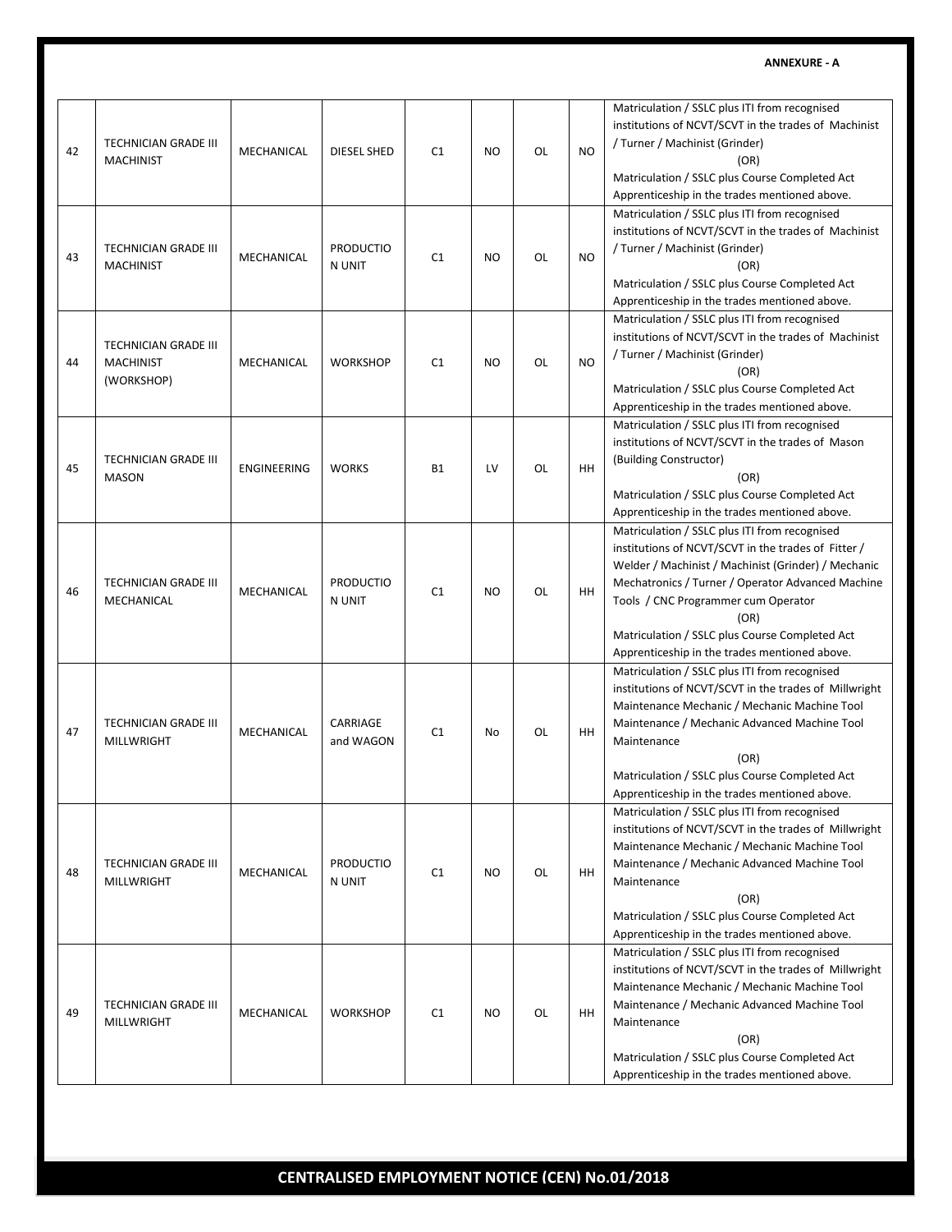**ANNEXURE - A**

| | | | | | | | | |
|---|---|---|---|---|---|---|---|---|
| 42 | TECHNICIAN GRADE III MACHINIST | MECHANICAL | DIESEL SHED | C1 | NO | OL | NO | Matriculation / SSLC plus ITI from recognised institutions of NCVT/SCVT in the trades of Machinist / Turner / Machinist (Grinder) (OR) Matriculation / SSLC plus Course Completed Act Apprenticeship in the trades mentioned above. |
| 43 | TECHNICIAN GRADE III MACHINIST | MECHANICAL | PRODUCTION UNIT | C1 | NO | OL | NO | Matriculation / SSLC plus ITI from recognised institutions of NCVT/SCVT in the trades of Machinist / Turner / Machinist (Grinder) (OR) Matriculation / SSLC plus Course Completed Act Apprenticeship in the trades mentioned above. |
| 44 | TECHNICIAN GRADE III MACHINIST (WORKSHOP) | MECHANICAL | WORKSHOP | C1 | NO | OL | NO | Matriculation / SSLC plus ITI from recognised institutions of NCVT/SCVT in the trades of Machinist / Turner / Machinist (Grinder) (OR) Matriculation / SSLC plus Course Completed Act Apprenticeship in the trades mentioned above. |
| 45 | TECHNICIAN GRADE III MASON | ENGINEERING | WORKS | B1 | LV | OL | HH | Matriculation / SSLC plus ITI from recognised institutions of NCVT/SCVT in the trades of Mason (Building Constructor) (OR) Matriculation / SSLC plus Course Completed Act Apprenticeship in the trades mentioned above. |
| 46 | TECHNICIAN GRADE III MECHANICAL | MECHANICAL | PRODUCTION UNIT | C1 | NO | OL | HH | Matriculation / SSLC plus ITI from recognised institutions of NCVT/SCVT in the trades of Fitter / Welder / Machinist / Machinist (Grinder) / Mechanic Mechatronics / Turner / Operator Advanced Machine Tools / CNC Programmer cum Operator (OR) Matriculation / SSLC plus Course Completed Act Apprenticeship in the trades mentioned above. |
| 47 | TECHNICIAN GRADE III MILLWRIGHT | MECHANICAL | CARRIAGE and WAGON | C1 | No | OL | HH | Matriculation / SSLC plus ITI from recognised institutions of NCVT/SCVT in the trades of Millwright Maintenance Mechanic / Mechanic Machine Tool Maintenance / Mechanic Advanced Machine Tool Maintenance (OR) Matriculation / SSLC plus Course Completed Act Apprenticeship in the trades mentioned above. |
| 48 | TECHNICIAN GRADE III MILLWRIGHT | MECHANICAL | PRODUCTION UNIT | C1 | NO | OL | HH | Matriculation / SSLC plus ITI from recognised institutions of NCVT/SCVT in the trades of Millwright Maintenance Mechanic / Mechanic Machine Tool Maintenance / Mechanic Advanced Machine Tool Maintenance (OR) Matriculation / SSLC plus Course Completed Act Apprenticeship in the trades mentioned above. |
| 49 | TECHNICIAN GRADE III MILLWRIGHT | MECHANICAL | WORKSHOP | C1 | NO | OL | HH | Matriculation / SSLC plus ITI from recognised institutions of NCVT/SCVT in the trades of Millwright Maintenance Mechanic / Mechanic Machine Tool Maintenance / Mechanic Advanced Machine Tool Maintenance (OR) Matriculation / SSLC plus Course Completed Act Apprenticeship in the trades mentioned above. |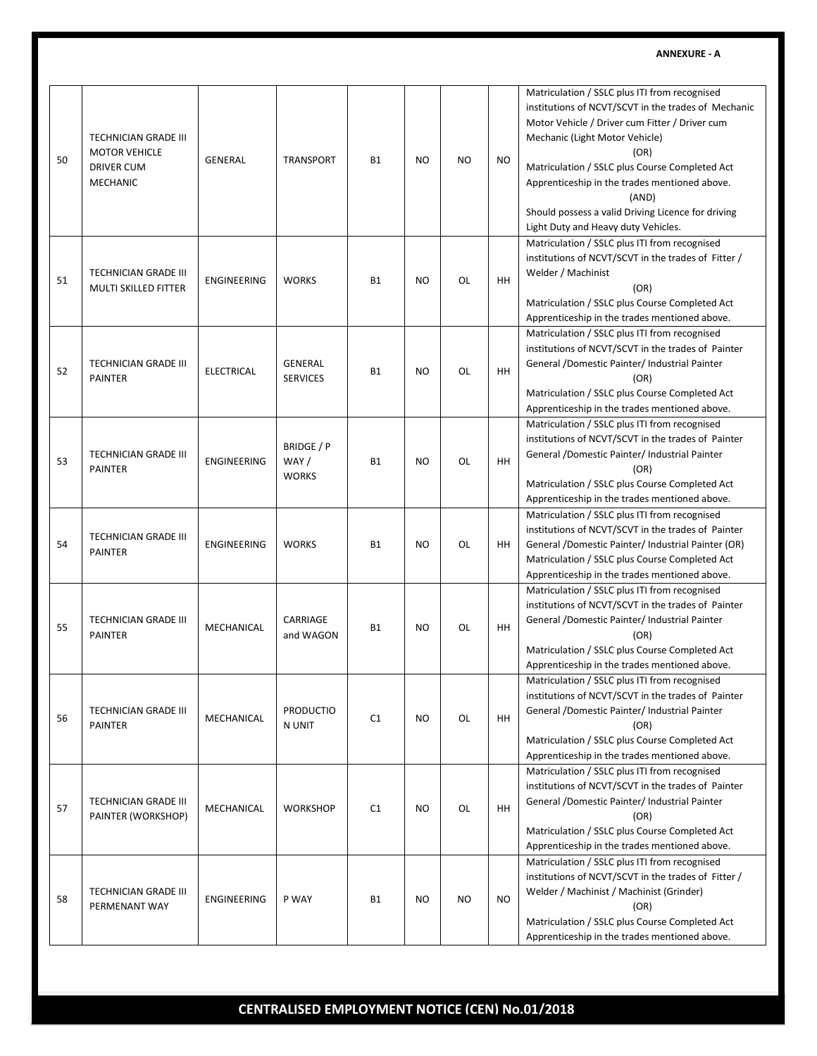**ANNEXURE - A**

| | | | | | | | | |
|---|---|---|---|---|---|---|---|---|
| 50 | TECHNICIAN GRADE III MOTOR VEHICLE DRIVER CUM MECHANIC | GENERAL | TRANSPORT | B1 | NO | NO | NO | Matriculation / SSLC plus ITI from recognised institutions of NCVT/SCVT in the trades of Mechanic Motor Vehicle / Driver cum Fitter / Driver cum Mechanic (Light Motor Vehicle) (OR) Matriculation / SSLC plus Course Completed Act Apprenticeship in the trades mentioned above. (AND) Should possess a valid Driving Licence for driving Light Duty and Heavy duty Vehicles. |
| 51 | TECHNICIAN GRADE III MULTI SKILLED FITTER | ENGINEERING | WORKS | B1 | NO | OL | HH | Matriculation / SSLC plus ITI from recognised institutions of NCVT/SCVT in the trades of Fitter / Welder / Machinist (OR) Matriculation / SSLC plus Course Completed Act Apprenticeship in the trades mentioned above. |
| 52 | TECHNICIAN GRADE III PAINTER | ELECTRICAL | GENERAL SERVICES | B1 | NO | OL | HH | Matriculation / SSLC plus ITI from recognised institutions of NCVT/SCVT in the trades of Painter General /Domestic Painter/ Industrial Painter (OR) Matriculation / SSLC plus Course Completed Act Apprenticeship in the trades mentioned above. |
| 53 | TECHNICIAN GRADE III PAINTER | ENGINEERING | BRIDGE / P WAY / WORKS | B1 | NO | OL | HH | Matriculation / SSLC plus ITI from recognised institutions of NCVT/SCVT in the trades of Painter General /Domestic Painter/ Industrial Painter (OR) Matriculation / SSLC plus Course Completed Act Apprenticeship in the trades mentioned above. |
| 54 | TECHNICIAN GRADE III PAINTER | ENGINEERING | WORKS | B1 | NO | OL | HH | Matriculation / SSLC plus ITI from recognised institutions of NCVT/SCVT in the trades of Painter General /Domestic Painter/ Industrial Painter (OR) Matriculation / SSLC plus Course Completed Act Apprenticeship in the trades mentioned above. |
| 55 | TECHNICIAN GRADE III PAINTER | MECHANICAL | CARRIAGE and WAGON | B1 | NO | OL | HH | Matriculation / SSLC plus ITI from recognised institutions of NCVT/SCVT in the trades of Painter General /Domestic Painter/ Industrial Painter (OR) Matriculation / SSLC plus Course Completed Act Apprenticeship in the trades mentioned above. |
| 56 | TECHNICIAN GRADE III PAINTER | MECHANICAL | PRODUCTION UNIT | C1 | NO | OL | HH | Matriculation / SSLC plus ITI from recognised institutions of NCVT/SCVT in the trades of Painter General /Domestic Painter/ Industrial Painter (OR) Matriculation / SSLC plus Course Completed Act Apprenticeship in the trades mentioned above. |
| 57 | TECHNICIAN GRADE III PAINTER (WORKSHOP) | MECHANICAL | WORKSHOP | C1 | NO | OL | HH | Matriculation / SSLC plus ITI from recognised institutions of NCVT/SCVT in the trades of Painter General /Domestic Painter/ Industrial Painter (OR) Matriculation / SSLC plus Course Completed Act Apprenticeship in the trades mentioned above. |
| 58 | TECHNICIAN GRADE III PERMENANT WAY | ENGINEERING | P WAY | B1 | NO | NO | NO | Matriculation / SSLC plus ITI from recognised institutions of NCVT/SCVT in the trades of Fitter / Welder / Machinist / Machinist (Grinder) (OR) Matriculation / SSLC plus Course Completed Act Apprenticeship in the trades mentioned above. |

**CENTRALISED EMPLOYMENT NOTICE (CEN) No.01/2018**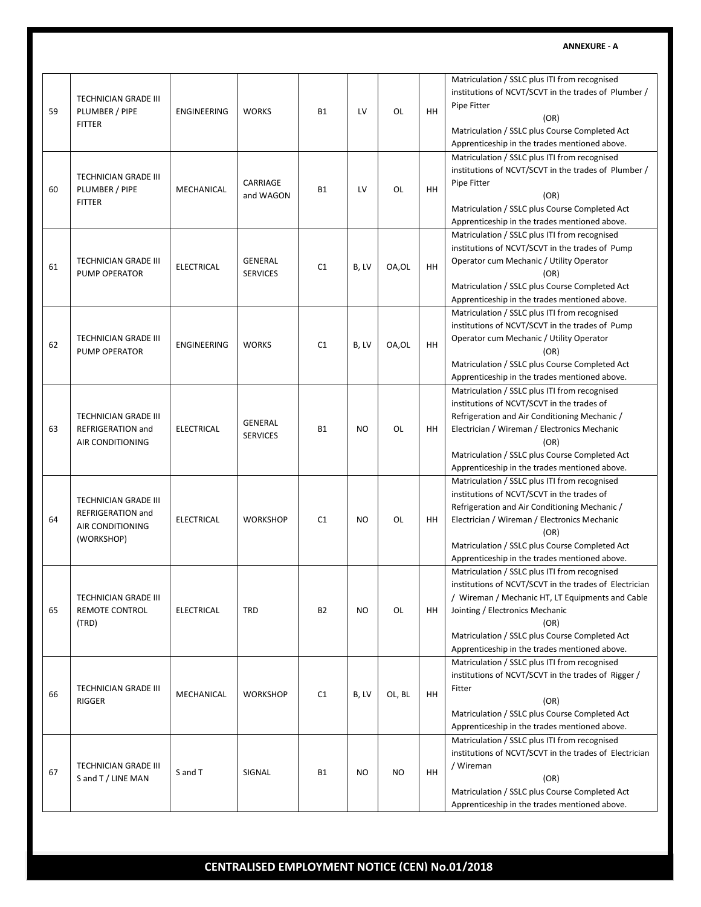**ANNEXURE - A**

| | | | | | | | | |
|---|---|---|---|---|---|---|---|---|
| 59 | TECHNICIAN GRADE III PLUMBER / PIPE FITTER | ENGINEERING | WORKS | B1 | LV | OL | HH | Matriculation / SSLC plus ITI from recognised institutions of NCVT/SCVT in the trades of Plumber / Pipe Fitter (OR) Matriculation / SSLC plus Course Completed Act Apprenticeship in the trades mentioned above. |
| 60 | TECHNICIAN GRADE III PLUMBER / PIPE FITTER | MECHANICAL | CARRIAGE and WAGON | B1 | LV | OL | HH | Matriculation / SSLC plus ITI from recognised institutions of NCVT/SCVT in the trades of Plumber / Pipe Fitter (OR) Matriculation / SSLC plus Course Completed Act Apprenticeship in the trades mentioned above. |
| 61 | TECHNICIAN GRADE III PUMP OPERATOR | ELECTRICAL | GENERAL SERVICES | C1 | B, LV | OA,OL | HH | Matriculation / SSLC plus ITI from recognised institutions of NCVT/SCVT in the trades of Pump Operator cum Mechanic / Utility Operator (OR) Matriculation / SSLC plus Course Completed Act Apprenticeship in the trades mentioned above. |
| 62 | TECHNICIAN GRADE III PUMP OPERATOR | ENGINEERING | WORKS | C1 | B, LV | OA,OL | HH | Matriculation / SSLC plus ITI from recognised institutions of NCVT/SCVT in the trades of Pump Operator cum Mechanic / Utility Operator (OR) Matriculation / SSLC plus Course Completed Act Apprenticeship in the trades mentioned above. |
| 63 | TECHNICIAN GRADE III REFRIGERATION and AIR CONDITIONING | ELECTRICAL | GENERAL SERVICES | B1 | NO | OL | HH | Matriculation / SSLC plus ITI from recognised institutions of NCVT/SCVT in the trades of Refrigeration and Air Conditioning Mechanic / Electrician / Wireman / Electronics Mechanic (OR) Matriculation / SSLC plus Course Completed Act Apprenticeship in the trades mentioned above. |
| 64 | TECHNICIAN GRADE III REFRIGERATION and AIR CONDITIONING (WORKSHOP) | ELECTRICAL | WORKSHOP | C1 | NO | OL | HH | Matriculation / SSLC plus ITI from recognised institutions of NCVT/SCVT in the trades of Refrigeration and Air Conditioning Mechanic / Electrician / Wireman / Electronics Mechanic (OR) Matriculation / SSLC plus Course Completed Act Apprenticeship in the trades mentioned above. |
| 65 | TECHNICIAN GRADE III REMOTE CONTROL (TRD) | ELECTRICAL | TRD | B2 | NO | OL | HH | Matriculation / SSLC plus ITI from recognised institutions of NCVT/SCVT in the trades of Electrician / Wireman / Mechanic HT, LT Equipments and Cable Jointing / Electronics Mechanic (OR) Matriculation / SSLC plus Course Completed Act Apprenticeship in the trades mentioned above. |
| 66 | TECHNICIAN GRADE III RIGGER | MECHANICAL | WORKSHOP | C1 | B, LV | OL, BL | HH | Matriculation / SSLC plus ITI from recognised institutions of NCVT/SCVT in the trades of Rigger / Fitter (OR) Matriculation / SSLC plus Course Completed Act Apprenticeship in the trades mentioned above. |
| 67 | TECHNICIAN GRADE III S and T / LINE MAN | S and T | SIGNAL | B1 | NO | NO | HH | Matriculation / SSLC plus ITI from recognised institutions of NCVT/SCVT in the trades of Electrician / Wireman (OR) Matriculation / SSLC plus Course Completed Act Apprenticeship in the trades mentioned above. |

**CENTRALISED EMPLOYMENT NOTICE (CEN) No.01/2018**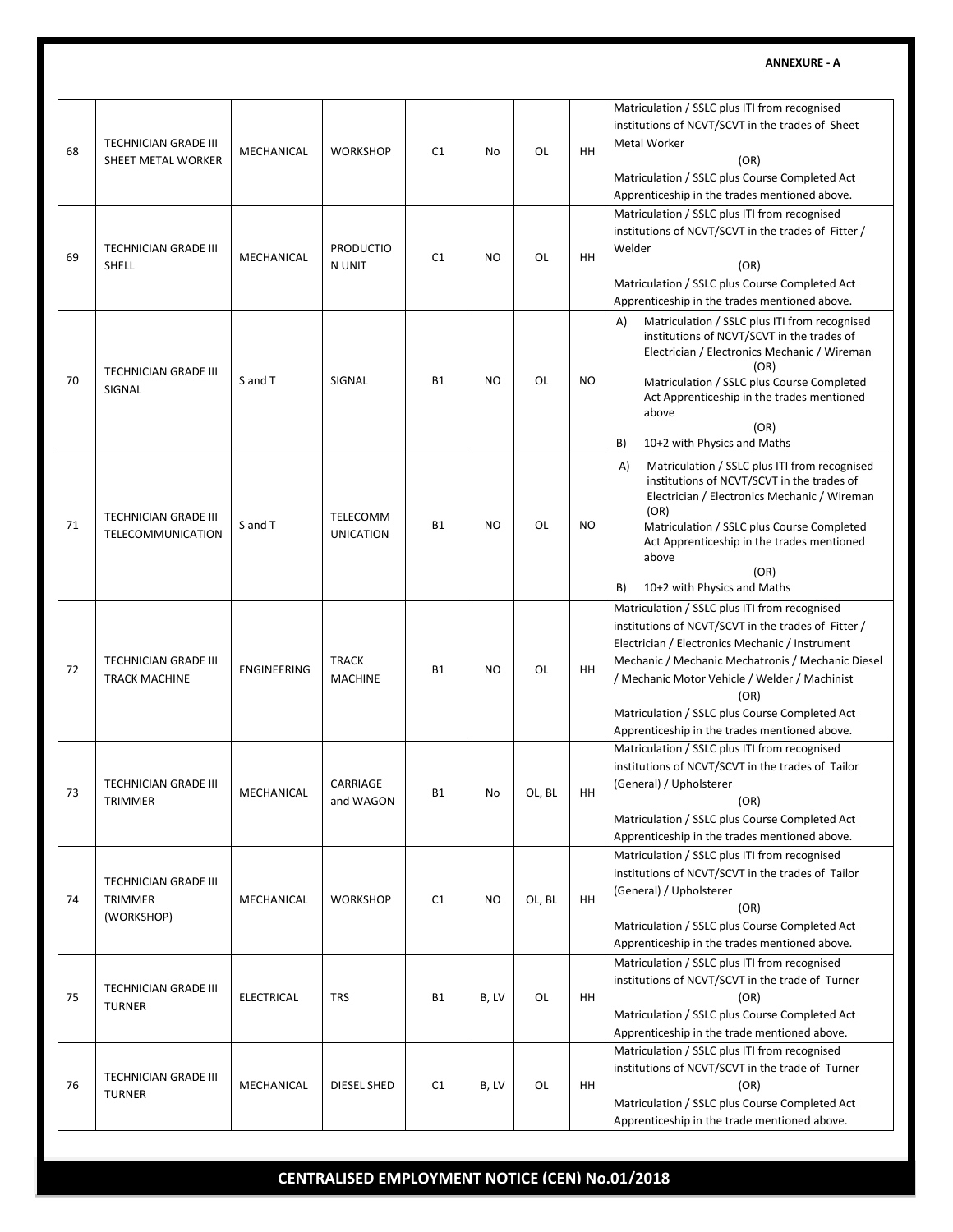**ANNEXURE - A**

| | | | | | | | | |
|---|---|---|---|---|---|---|---|---|
| 68 | TECHNICIAN GRADE III SHEET METAL WORKER | MECHANICAL | WORKSHOP | C1 | No | OL | HH | Matriculation / SSLC plus ITI from recognised institutions of NCVT/SCVT in the trades of Sheet Metal Worker (OR) Matriculation / SSLC plus Course Completed Act Apprenticeship in the trades mentioned above. |
| 69 | TECHNICIAN GRADE III SHELL | MECHANICAL | PRODUCTION UNIT | C1 | NO | OL | HH | Matriculation / SSLC plus ITI from recognised institutions of NCVT/SCVT in the trades of Fitter / Welder (OR) Matriculation / SSLC plus Course Completed Act Apprenticeship in the trades mentioned above. |
| 70 | TECHNICIAN GRADE III SIGNAL | S and T | SIGNAL | B1 | NO | OL | NO | A) Matriculation / SSLC plus ITI from recognised institutions of NCVT/SCVT in the trades of Electrician / Electronics Mechanic / Wireman (OR) Matriculation / SSLC plus Course Completed Act Apprenticeship in the trades mentioned above (OR) B) 10+2 with Physics and Maths |
| 71 | TECHNICIAN GRADE III TELECOMMUNICATION | S and T | TELECOMMUNICATION | B1 | NO | OL | NO | A) Matriculation / SSLC plus ITI from recognised institutions of NCVT/SCVT in the trades of Electrician / Electronics Mechanic / Wireman (OR) Matriculation / SSLC plus Course Completed Act Apprenticeship in the trades mentioned above (OR) B) 10+2 with Physics and Maths |
| 72 | TECHNICIAN GRADE III TRACK MACHINE | ENGINEERING | TRACK MACHINE | B1 | NO | OL | HH | Matriculation / SSLC plus ITI from recognised institutions of NCVT/SCVT in the trades of Fitter / Electrician / Electronics Mechanic / Instrument Mechanic / Mechanic Mechatronis / Mechanic Diesel / Mechanic Motor Vehicle / Welder / Machinist (OR) Matriculation / SSLC plus Course Completed Act Apprenticeship in the trades mentioned above. |
| 73 | TECHNICIAN GRADE III TRIMMER | MECHANICAL | CARRIAGE and WAGON | B1 | No | OL, BL | HH | Matriculation / SSLC plus ITI from recognised institutions of NCVT/SCVT in the trades of Tailor (General) / Upholsterer (OR) Matriculation / SSLC plus Course Completed Act Apprenticeship in the trades mentioned above. |
| 74 | TECHNICIAN GRADE III TRIMMER (WORKSHOP) | MECHANICAL | WORKSHOP | C1 | NO | OL, BL | HH | Matriculation / SSLC plus ITI from recognised institutions of NCVT/SCVT in the trades of Tailor (General) / Upholsterer (OR) Matriculation / SSLC plus Course Completed Act Apprenticeship in the trades mentioned above. |
| 75 | TECHNICIAN GRADE III TURNER | ELECTRICAL | TRS | B1 | B, LV | OL | HH | Matriculation / SSLC plus ITI from recognised institutions of NCVT/SCVT in the trade of Turner (OR) Matriculation / SSLC plus Course Completed Act Apprenticeship in the trade mentioned above. |
| 76 | TECHNICIAN GRADE III TURNER | MECHANICAL | DIESEL SHED | C1 | B, LV | OL | HH | Matriculation / SSLC plus ITI from recognised institutions of NCVT/SCVT in the trade of Turner (OR) Matriculation / SSLC plus Course Completed Act Apprenticeship in the trade mentioned above. |

**CENTRALISED EMPLOYMENT NOTICE (CEN) No.01/2018**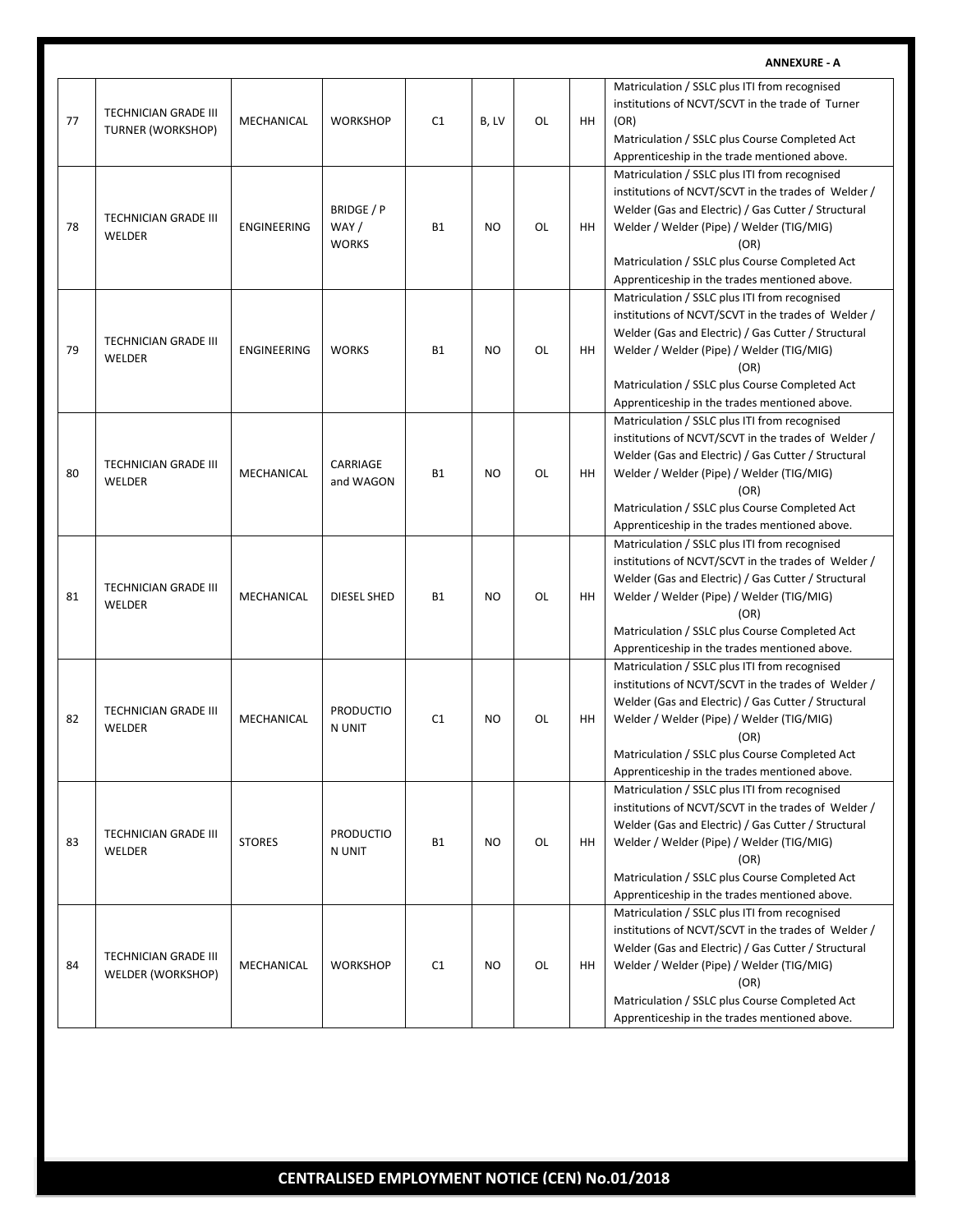**ANNEXURE - A**

| | | | | | | | | |
|---|---|---|---|---|---|---|---|---|
| 77 | TECHNICIAN GRADE III TURNER (WORKSHOP) | MECHANICAL | WORKSHOP | C1 | B, LV | OL | HH | Matriculation / SSLC plus ITI from recognised institutions of NCVT/SCVT in the trade of Turner (OR) Matriculation / SSLC plus Course Completed Act Apprenticeship in the trade mentioned above. |
| 78 | TECHNICIAN GRADE III WELDER | ENGINEERING | BRIDGE / P WAY / WORKS | B1 | NO | OL | HH | Matriculation / SSLC plus ITI from recognised institutions of NCVT/SCVT in the trades of Welder / Welder (Gas and Electric) / Gas Cutter / Structural Welder / Welder (Pipe) / Welder (TIG/MIG) (OR) Matriculation / SSLC plus Course Completed Act Apprenticeship in the trades mentioned above. |
| 79 | TECHNICIAN GRADE III WELDER | ENGINEERING | WORKS | B1 | NO | OL | HH | Matriculation / SSLC plus ITI from recognised institutions of NCVT/SCVT in the trades of Welder / Welder (Gas and Electric) / Gas Cutter / Structural Welder / Welder (Pipe) / Welder (TIG/MIG) (OR) Matriculation / SSLC plus Course Completed Act Apprenticeship in the trades mentioned above. |
| 80 | TECHNICIAN GRADE III WELDER | MECHANICAL | CARRIAGE and WAGON | B1 | NO | OL | HH | Matriculation / SSLC plus ITI from recognised institutions of NCVT/SCVT in the trades of Welder / Welder (Gas and Electric) / Gas Cutter / Structural Welder / Welder (Pipe) / Welder (TIG/MIG) (OR) Matriculation / SSLC plus Course Completed Act Apprenticeship in the trades mentioned above. |
| 81 | TECHNICIAN GRADE III WELDER | MECHANICAL | DIESEL SHED | B1 | NO | OL | HH | Matriculation / SSLC plus ITI from recognised institutions of NCVT/SCVT in the trades of Welder / Welder (Gas and Electric) / Gas Cutter / Structural Welder / Welder (Pipe) / Welder (TIG/MIG) (OR) Matriculation / SSLC plus Course Completed Act Apprenticeship in the trades mentioned above. |
| 82 | TECHNICIAN GRADE III WELDER | MECHANICAL | PRODUCTION UNIT | C1 | NO | OL | HH | Matriculation / SSLC plus ITI from recognised institutions of NCVT/SCVT in the trades of Welder / Welder (Gas and Electric) / Gas Cutter / Structural Welder / Welder (Pipe) / Welder (TIG/MIG) (OR) Matriculation / SSLC plus Course Completed Act Apprenticeship in the trades mentioned above. |
| 83 | TECHNICIAN GRADE III WELDER | STORES | PRODUCTION UNIT | B1 | NO | OL | HH | Matriculation / SSLC plus ITI from recognised institutions of NCVT/SCVT in the trades of Welder / Welder (Gas and Electric) / Gas Cutter / Structural Welder / Welder (Pipe) / Welder (TIG/MIG) (OR) Matriculation / SSLC plus Course Completed Act Apprenticeship in the trades mentioned above. |
| 84 | TECHNICIAN GRADE III WELDER (WORKSHOP) | MECHANICAL | WORKSHOP | C1 | NO | OL | HH | Matriculation / SSLC plus ITI from recognised institutions of NCVT/SCVT in the trades of Welder / Welder (Gas and Electric) / Gas Cutter / Structural Welder / Welder (Pipe) / Welder (TIG/MIG) (OR) Matriculation / SSLC plus Course Completed Act Apprenticeship in the trades mentioned above. |

**CENTRALISED EMPLOYMENT NOTICE (CEN) No.01/2018**